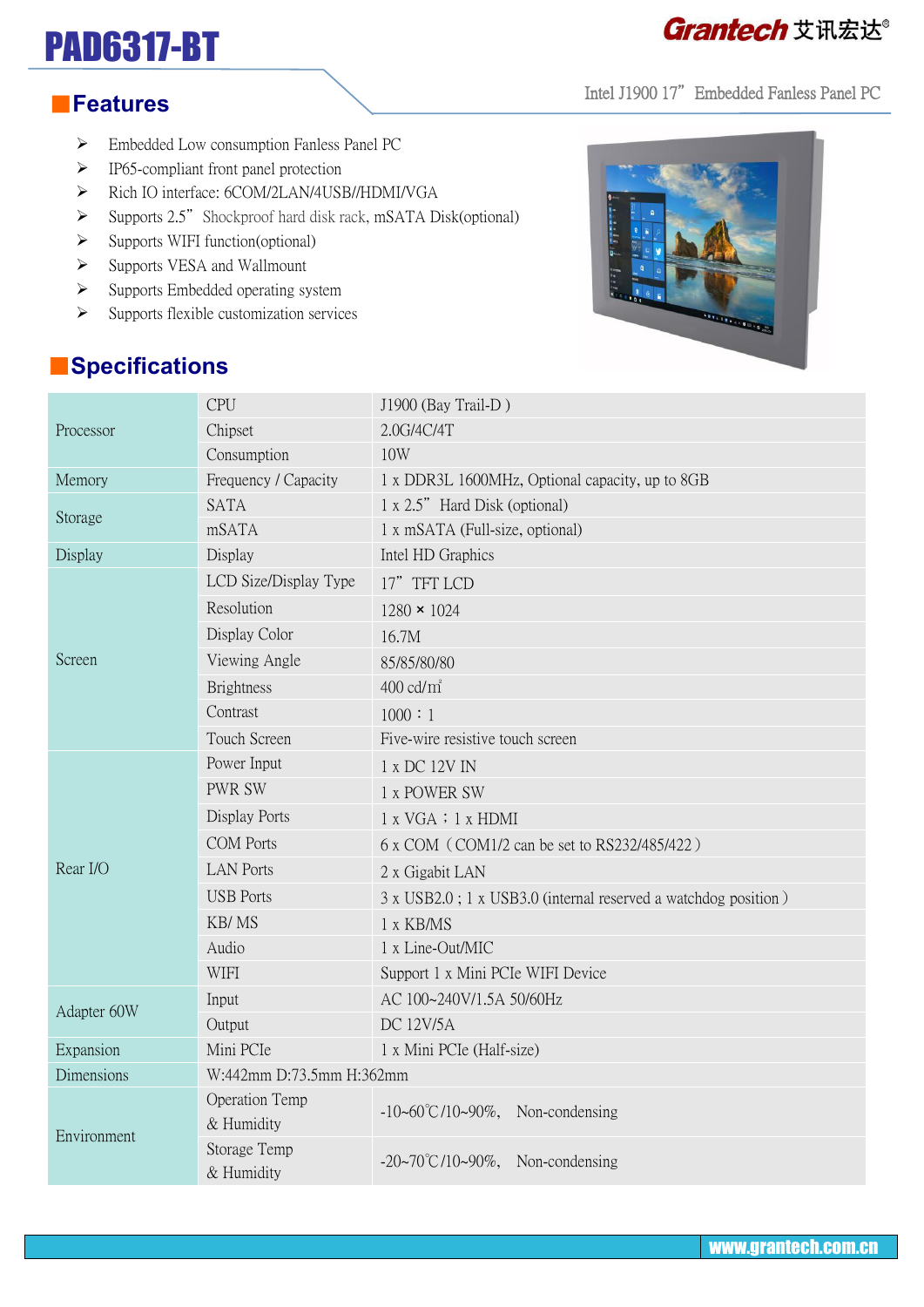# PAD6317-BT

Grantech 艾讯宏达®

Intel J1900 17" Embedded Fanless Panel PC

## Features

- Embedded Low consumption Fanless Panel PC
- IP65-compliant front panel protection
- Rich IO interface: 6COM/2LAN/4USB//HDMI/VGA
- Supports 2.5" Shockproof hard disk rack, mSATA Disk(optional)
- Supports WIFI function(optional)
- Supports VESA and Wallmount
- Supports Embedded operating system
- Supports flexible customization services

## Specifications

| | | |
|---|---|---|
| Processor | CPU | J1900 (Bay Trail-D ) |
| | Chipset | 2.0G/4C/4T |
| | Consumption | 10W |
| Memory | Frequency / Capacity | 1 x DDR3L 1600MHz, Optional capacity, up to 8GB |
| Storage | SATA | 1 x 2.5" Hard Disk (optional) |
| | mSATA | 1 x mSATA (Full-size, optional) |
| Display | Display | Intel HD Graphics |
| Screen | LCD Size/Display Type | 17" TFT LCD |
| | Resolution | 1280 × 1024 |
| | Display Color | 16.7M |
| | Viewing Angle | 85/85/80/80 |
| | Brightness | 400 cd/㎡ |
| | Contrast | 1000：1 |
| | Touch Screen | Five-wire resistive touch screen |
| Rear I/O | Power Input | 1 x DC 12V IN |
| | PWR SW | 1 x POWER SW |
| | Display Ports | 1 x VGA；1 x HDMI |
| | COM Ports | 6 x COM（COM1/2 can be set to RS232/485/422） |
| | LAN Ports | 2 x Gigabit LAN |
| | USB Ports | 3 x USB2.0 ; 1 x USB3.0 (internal reserved a watchdog position） |
| | KB/ MS | 1 x KB/MS |
| | Audio | 1 x Line-Out/MIC |
| | WIFI | Support 1 x Mini PCIe WIFI Device |
| Adapter 60W | Input | AC 100~240V/1.5A 50/60Hz |
| | Output | DC 12V/5A |
| Expansion | Mini PCIe | 1 x Mini PCIe (Half-size) |
| Dimensions | W:442mm D:73.5mm H:362mm | |
| Environment | Operation Temp & Humidity | -10~60℃/10~90%, Non-condensing |
| | Storage Temp & Humidity | -20~70℃/10~90%, Non-condensing |

www.grantech.com.cn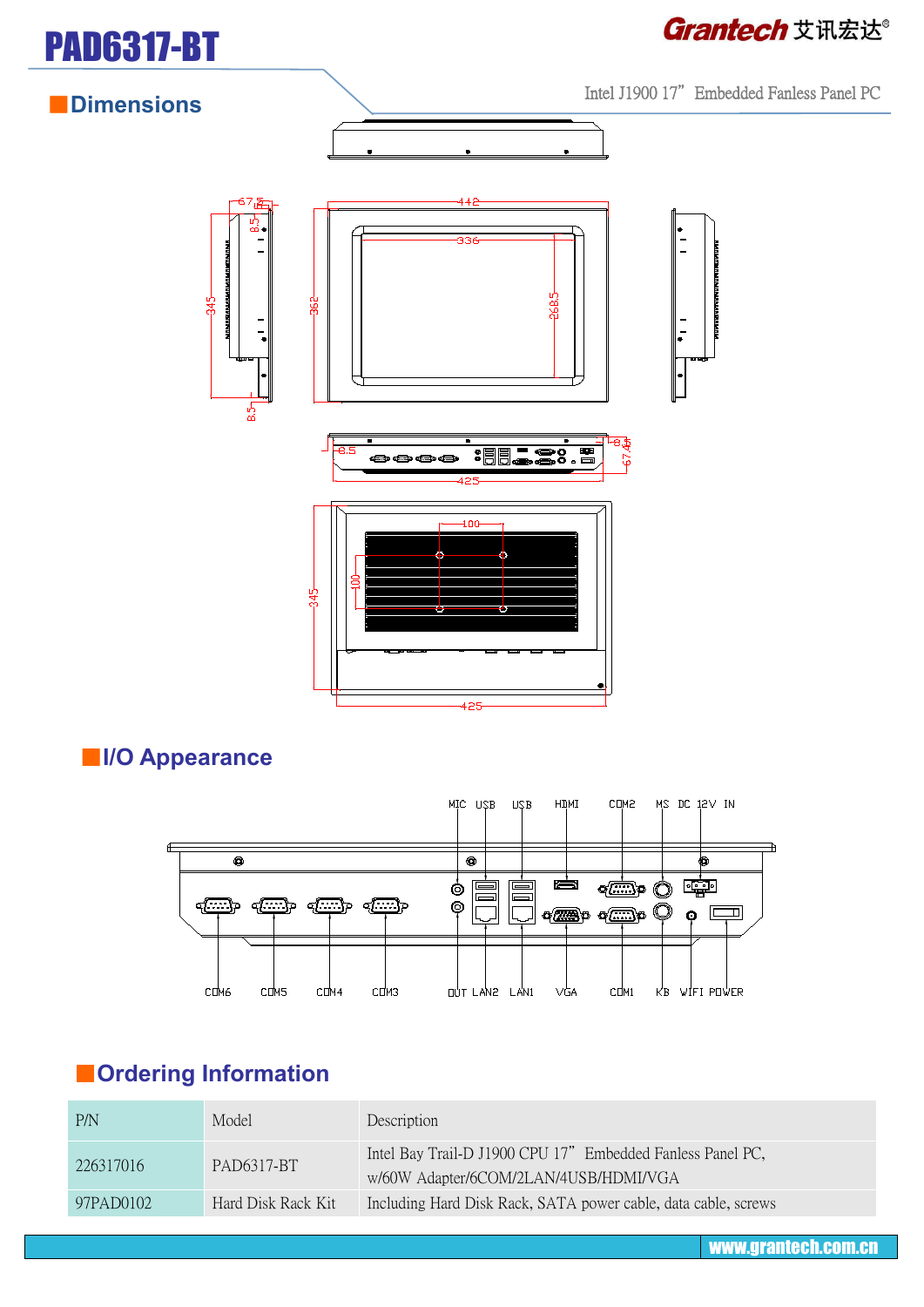# PAD6317-BT

Grantech 艾讯宏达®

Intel J1900 17" Embedded Fanless Panel PC

## Dimensions

67
5
8.5
345
8.5
442
336
362
268.5
8.5
8.5
67.45
425
100
100
345
425

## I/O Appearance

MIC USB USB HDMI COM2 MS DC 12V IN

COM6 COM5 COM4 COM3 OUT LAN2 LAN1 VGA COM1 KB WIFI POWER

## Ordering Information

| P/N | Model | Description |
|---|---|---|
| 226317016 | PAD6317-BT | Intel Bay Trail-D J1900 CPU 17" Embedded Fanless Panel PC, w/60W Adapter/6COM/2LAN/4USB/HDMI/VGA |
| 97PAD0102 | Hard Disk Rack Kit | Including Hard Disk Rack, SATA power cable, data cable, screws |

www.grantech.com.cn